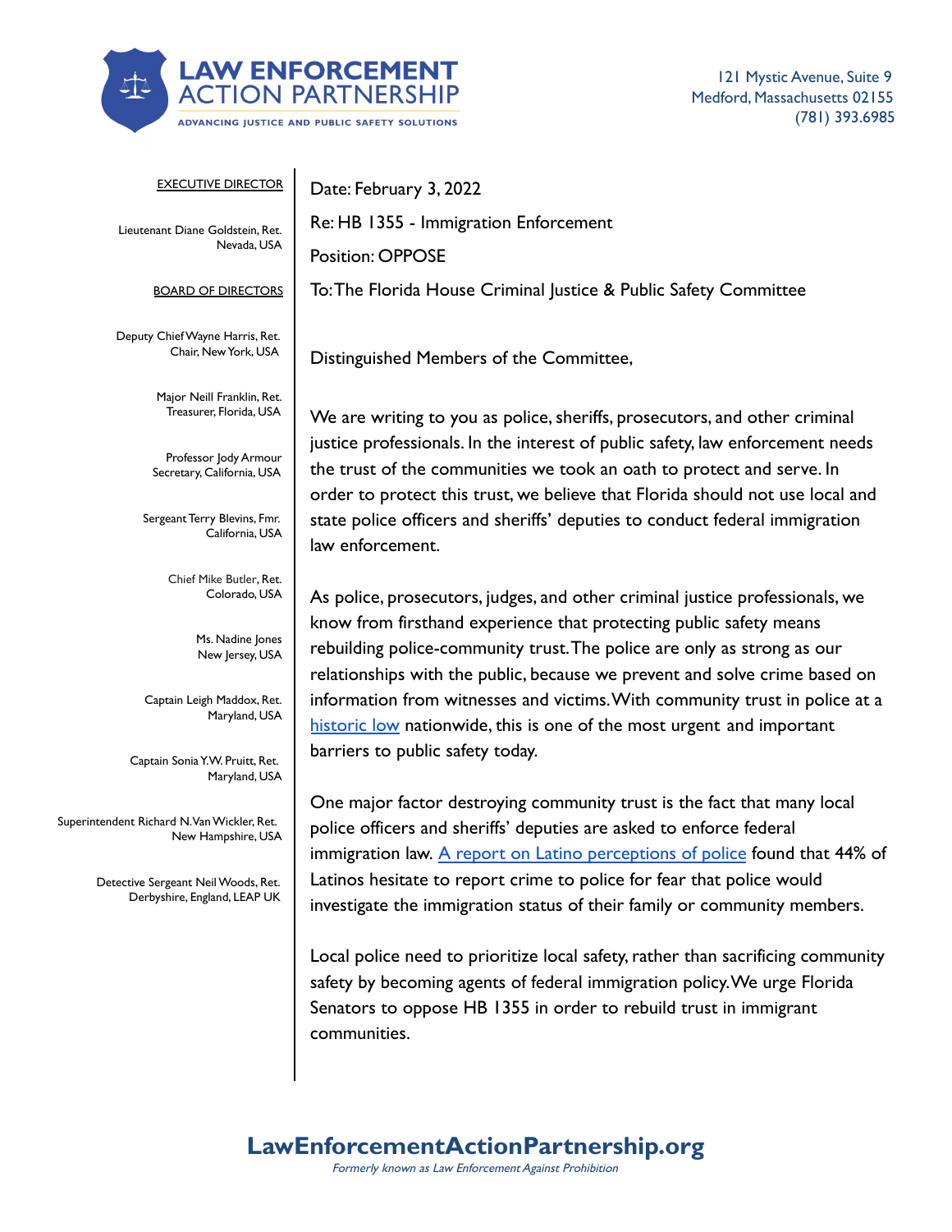# LAW ENFORCEMENT ACTION PARTNERSHIP

ADVANCING JUSTICE AND PUBLIC SAFETY SOLUTIONS

121 Mystic Avenue, Suite 9
Medford, Massachusetts 02155
(781) 393.6985

EXECUTIVE DIRECTOR

Lieutenant Diane Goldstein, Ret.
Nevada, USA

BOARD OF DIRECTORS

Deputy Chief Wayne Harris, Ret.
Chair, New York, USA

Major Neill Franklin, Ret.
Treasurer, Florida, USA

Professor Jody Armour
Secretary, California, USA

Sergeant Terry Blevins, Fmr.
California, USA

Chief Mike Butler, Ret.
Colorado, USA

Ms. Nadine Jones
New Jersey, USA

Captain Leigh Maddox, Ret.
Maryland, USA

Captain Sonia Y.W. Pruitt, Ret.
Maryland, USA

Superintendent Richard N. Van Wickler, Ret.
New Hampshire, USA

Detective Sergeant Neil Woods, Ret.
Derbyshire, England, LEAP UK

Date: February 3, 2022

Re: HB 1355 - Immigration Enforcement

Position: OPPOSE

To: The Florida House Criminal Justice & Public Safety Committee

Distinguished Members of the Committee,

We are writing to you as police, sheriffs, prosecutors, and other criminal justice professionals. In the interest of public safety, law enforcement needs the trust of the communities we took an oath to protect and serve. In order to protect this trust, we believe that Florida should not use local and state police officers and sheriffs' deputies to conduct federal immigration law enforcement.

As police, prosecutors, judges, and other criminal justice professionals, we know from firsthand experience that protecting public safety means rebuilding police-community trust. The police are only as strong as our relationships with the public, because we prevent and solve crime based on information from witnesses and victims. With community trust in police at a historic low nationwide, this is one of the most urgent and important barriers to public safety today.

One major factor destroying community trust is the fact that many local police officers and sheriffs' deputies are asked to enforce federal immigration law. A report on Latino perceptions of police found that 44% of Latinos hesitate to report crime to police for fear that police would investigate the immigration status of their family or community members.

Local police need to prioritize local safety, rather than sacrificing community safety by becoming agents of federal immigration policy. We urge Florida Senators to oppose HB 1355 in order to rebuild trust in immigrant communities.

**LawEnforcementActionPartnership.org**

*Formerly known as Law Enforcement Against Prohibition*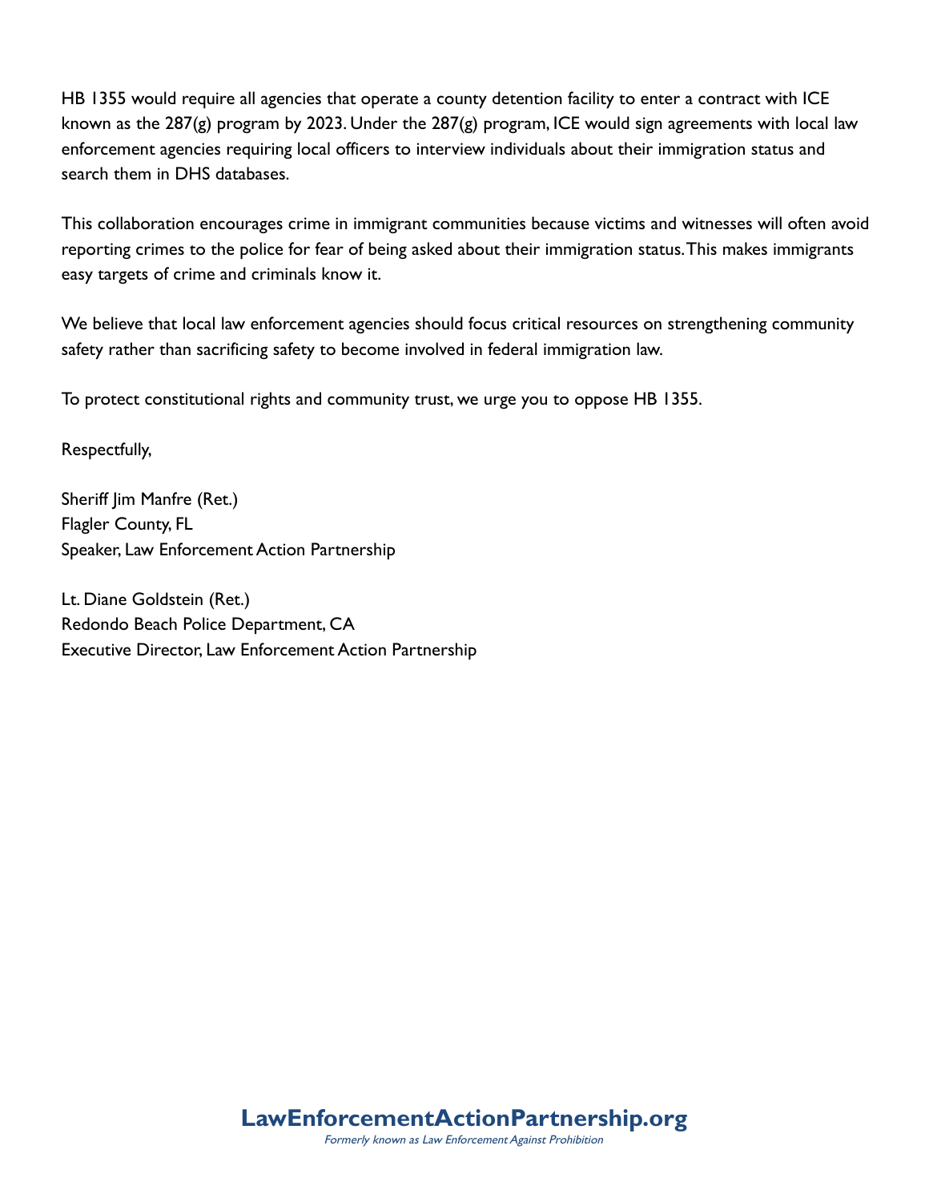HB 1355 would require all agencies that operate a county detention facility to enter a contract with ICE known as the 287(g) program by 2023. Under the 287(g) program, ICE would sign agreements with local law enforcement agencies requiring local officers to interview individuals about their immigration status and search them in DHS databases.

This collaboration encourages crime in immigrant communities because victims and witnesses will often avoid reporting crimes to the police for fear of being asked about their immigration status. This makes immigrants easy targets of crime and criminals know it.

We believe that local law enforcement agencies should focus critical resources on strengthening community safety rather than sacrificing safety to become involved in federal immigration law.

To protect constitutional rights and community trust, we urge you to oppose HB 1355.

Respectfully,

Sheriff Jim Manfre (Ret.)  
Flagler County, FL  
Speaker, Law Enforcement Action Partnership

Lt. Diane Goldstein (Ret.)  
Redondo Beach Police Department, CA  
Executive Director, Law Enforcement Action Partnership

**LawEnforcementActionPartnership.org**

*Formerly known as Law Enforcement Against Prohibition*